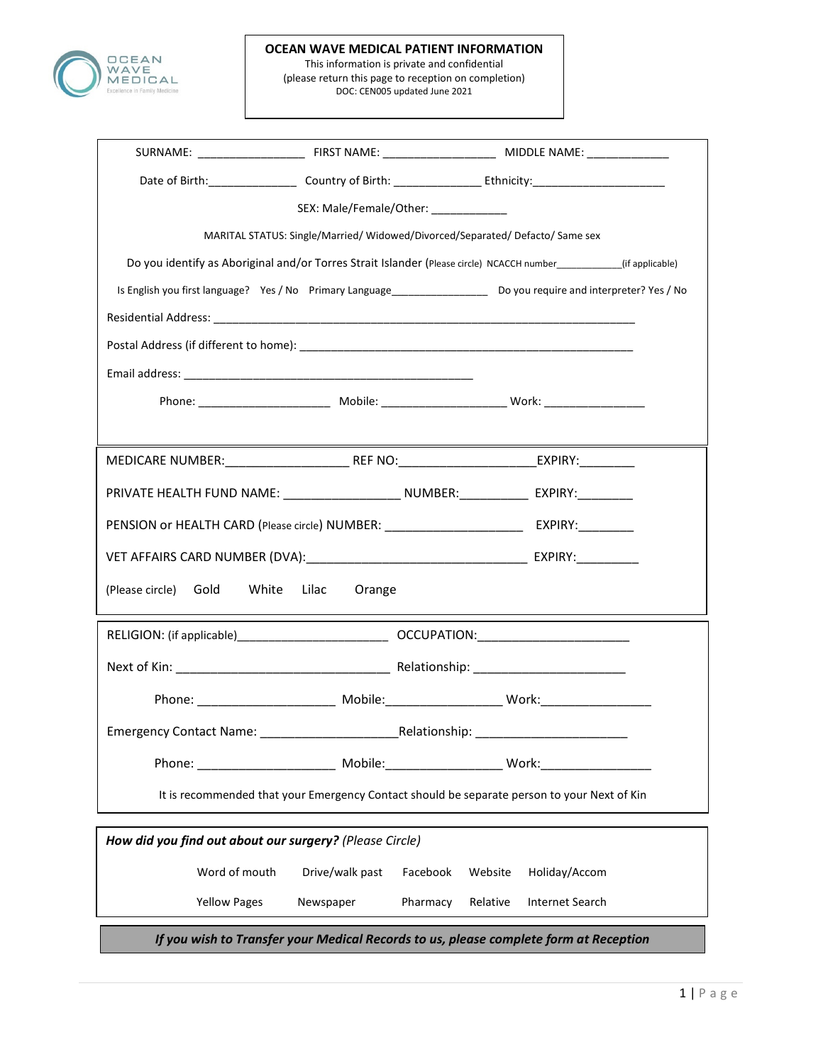OCEAN WAVE MEDICAL
Excellence in Family Medicine

# OCEAN WAVE MEDICAL PATIENT INFORMATION

This information is private and confidential
(please return this page to reception on completion)
DOC: CEN005 updated June 2021

SURNAME: ________________ FIRST NAME: _________________ MIDDLE NAME: _____________

Date of Birth:______________ Country of Birth: ______________ Ethnicity:_____________________

SEX: Male/Female/Other: ____________

MARITAL STATUS: Single/Married/ Widowed/Divorced/Separated/ Defacto/ Same sex

Do you identify as Aboriginal and/or Torres Strait Islander (Please circle) NCACCH number___________(if applicable)

Is English you first language? Yes / No Primary Language________________ Do you require and interpreter? Yes / No

Residential Address: ___________________________________________________________________

Postal Address (if different to home): _____________________________________________________

Email address: ______________________________________________

Phone: _____________________ Mobile: ____________________ Work: ________________

---

MEDICARE NUMBER:__________________ REF NO:____________________EXPIRY:________

PRIVATE HEALTH FUND NAME: _________________ NUMBER:__________ EXPIRY:________

PENSION or HEALTH CARD (Please circle) NUMBER: ____________________ EXPIRY:________

VET AFFAIRS CARD NUMBER (DVA):________________________________ EXPIRY:_________

(Please circle) Gold White Lilac Orange

---

RELIGION: (if applicable)______________________ OCCUPATION:______________________

Next of Kin: _______________________________ Relationship: ______________________

Phone: ____________________ Mobile:________________ Work:________________

Emergency Contact Name: ____________________Relationship: ______________________

Phone: ____________________ Mobile:________________ Work:________________

It is recommended that your Emergency Contact should be separate person to your Next of Kin

---

***How did you find out about our surgery?*** *(Please Circle)*

Word of mouth Drive/walk past Facebook Website Holiday/Accom

Yellow Pages Newspaper Pharmacy Relative Internet Search

***If you wish to Transfer your Medical Records to us, please complete form at Reception***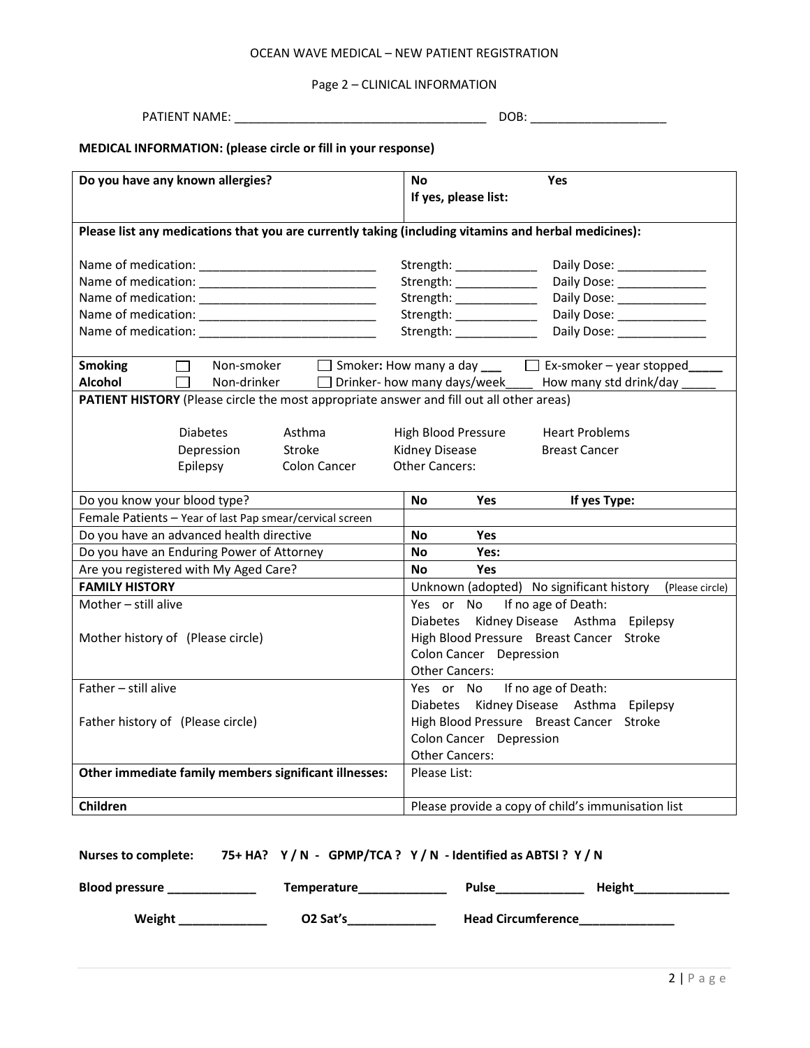OCEAN WAVE MEDICAL – NEW PATIENT REGISTRATION

Page 2 – CLINICAL INFORMATION

PATIENT NAME: _____________________________________ DOB: ____________________

**MEDICAL INFORMATION: (please circle or fill in your response)**

| **Do you have any known allergies?** | **No** **Yes** **If yes, please list:** |
|---|---|

**Please list any medications that you are currently taking (including vitamins and herbal medicines):**

Name of medication: __________________________ Strength: ____________ Daily Dose: _____________
Name of medication: __________________________ Strength: ____________ Daily Dose: _____________
Name of medication: __________________________ Strength: ____________ Daily Dose: _____________
Name of medication: __________________________ Strength: ____________ Daily Dose: _____________
Name of medication: __________________________ Strength: ____________ Daily Dose: _____________

**Smoking** ☐ Non-smoker ☐ Smoker**:** How many a day ___ ☐ Ex-smoker – year stopped_____
**Alcohol** ☐ Non-drinker ☐ Drinker- how many days/week____ How many std drink/day _____

**PATIENT HISTORY** (Please circle the most appropriate answer and fill out all other areas)

Diabetes Asthma High Blood Pressure Heart Problems
Depression Stroke Kidney Disease Breast Cancer
Epilepsy Colon Cancer Other Cancers:

| | |
|---|---|
| Do you know your blood type? | **No** **Yes** **If yes Type:** |
| Female Patients – Year of last Pap smear/cervical screen | |
| Do you have an advanced health directive | **No** **Yes** |
| Do you have an Enduring Power of Attorney | **No** **Yes:** |
| Are you registered with My Aged Care? | **No** **Yes** |
| **FAMILY HISTORY** | Unknown (adopted) No significant history (Please circle) |
| Mother – still alive<br><br>Mother history of (Please circle) | Yes or No If no age of Death:<br>Diabetes Kidney Disease Asthma Epilepsy<br>High Blood Pressure Breast Cancer Stroke<br>Colon Cancer Depression<br>Other Cancers: |
| Father – still alive<br><br>Father history of (Please circle) | Yes or No If no age of Death:<br>Diabetes Kidney Disease Asthma Epilepsy<br>High Blood Pressure Breast Cancer Stroke<br>Colon Cancer Depression<br>Other Cancers: |
| **Other immediate family members significant illnesses:** | Please List: |
| **Children** | Please provide a copy of child's immunisation list |

**Nurses to complete: 75+ HA? Y / N - GPMP/TCA ? Y / N - Identified as ABTSI ? Y / N**

**Blood pressure _____________ Temperature_____________ Pulse_____________ Height______________**

**Weight _____________ O2 Sat's_____________ Head Circumference______________**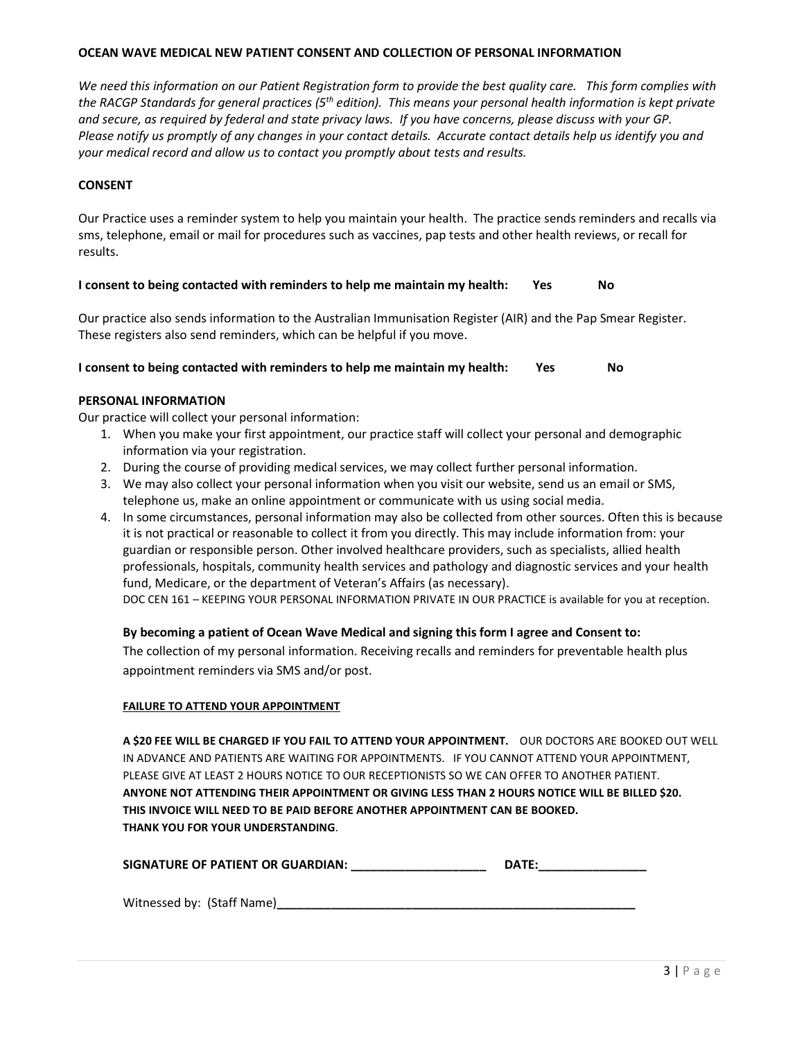**OCEAN WAVE MEDICAL NEW PATIENT CONSENT AND COLLECTION OF PERSONAL INFORMATION**

*We need this information on our Patient Registration form to provide the best quality care. This form complies with the RACGP Standards for general practices (5th edition). This means your personal health information is kept private and secure, as required by federal and state privacy laws. If you have concerns, please discuss with your GP. Please notify us promptly of any changes in your contact details. Accurate contact details help us identify you and your medical record and allow us to contact you promptly about tests and results.*

**CONSENT**

Our Practice uses a reminder system to help you maintain your health. The practice sends reminders and recalls via sms, telephone, email or mail for procedures such as vaccines, pap tests and other health reviews, or recall for results.

**I consent to being contacted with reminders to help me maintain my health: Yes No**

Our practice also sends information to the Australian Immunisation Register (AIR) and the Pap Smear Register. These registers also send reminders, which can be helpful if you move.

**I consent to being contacted with reminders to help me maintain my health: Yes No**

**PERSONAL INFORMATION**

Our practice will collect your personal information:

1. When you make your first appointment, our practice staff will collect your personal and demographic information via your registration.
2. During the course of providing medical services, we may collect further personal information.
3. We may also collect your personal information when you visit our website, send us an email or SMS, telephone us, make an online appointment or communicate with us using social media.
4. In some circumstances, personal information may also be collected from other sources. Often this is because it is not practical or reasonable to collect it from you directly. This may include information from: your guardian or responsible person. Other involved healthcare providers, such as specialists, allied health professionals, hospitals, community health services and pathology and diagnostic services and your health fund, Medicare, or the department of Veteran's Affairs (as necessary).
   DOC CEN 161 – KEEPING YOUR PERSONAL INFORMATION PRIVATE IN OUR PRACTICE is available for you at reception.

**By becoming a patient of Ocean Wave Medical and signing this form I agree and Consent to:**
The collection of my personal information. Receiving recalls and reminders for preventable health plus appointment reminders via SMS and/or post.

**FAILURE TO ATTEND YOUR APPOINTMENT**

**A $20 FEE WILL BE CHARGED IF YOU FAIL TO ATTEND YOUR APPOINTMENT.** OUR DOCTORS ARE BOOKED OUT WELL IN ADVANCE AND PATIENTS ARE WAITING FOR APPOINTMENTS. IF YOU CANNOT ATTEND YOUR APPOINTMENT, PLEASE GIVE AT LEAST 2 HOURS NOTICE TO OUR RECEPTIONISTS SO WE CAN OFFER TO ANOTHER PATIENT.
**ANYONE NOT ATTENDING THEIR APPOINTMENT OR GIVING LESS THAN 2 HOURS NOTICE WILL BE BILLED $20.**
**THIS INVOICE WILL NEED TO BE PAID BEFORE ANOTHER APPOINTMENT CAN BE BOOKED.**
**THANK YOU FOR YOUR UNDERSTANDING**.

**SIGNATURE OF PATIENT OR GUARDIAN: ____________________ DATE:________________**

Witnessed by: (Staff Name)________________________________________________________